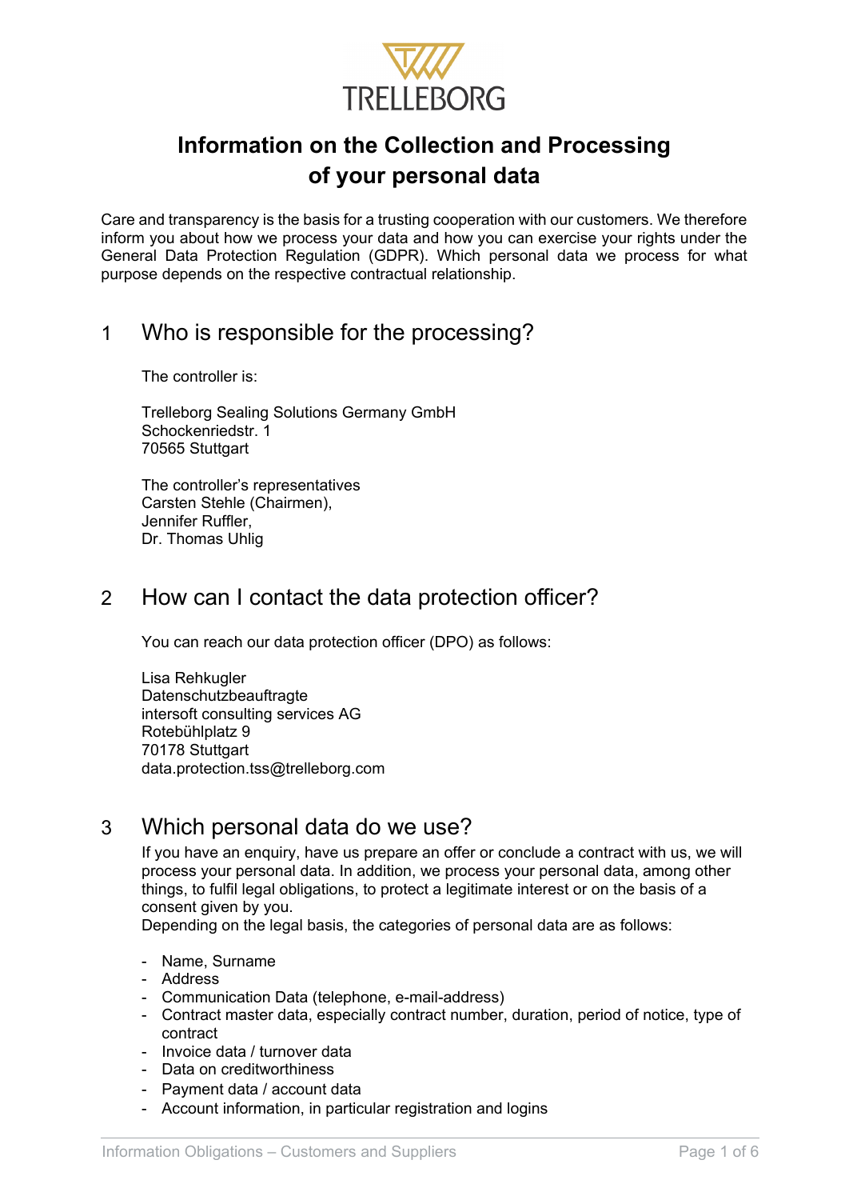# Information on the Collection and Processing of your personal data

Care and transparency is the basis for a trusting cooperation with our customers. We therefore inform you about how we process your data and how you can exercise your rights under the General Data Protection Regulation (GDPR). Which personal data we process for what purpose depends on the respective contractual relationship.

## 1 Who is responsible for the processing?

The controller is:

Trelleborg Sealing Solutions Germany GmbH
Schockenriedstr. 1
70565 Stuttgart

The controller's representatives
Carsten Stehle (Chairmen),
Jennifer Ruffler,
Dr. Thomas Uhlig

## 2 How can I contact the data protection officer?

You can reach our data protection officer (DPO) as follows:

Lisa Rehkugler
Datenschutzbeauftragte
intersoft consulting services AG
Rotebühlplatz 9
70178 Stuttgart
data.protection.tss@trelleborg.com

## 3 Which personal data do we use?

If you have an enquiry, have us prepare an offer or conclude a contract with us, we will process your personal data. In addition, we process your personal data, among other things, to fulfil legal obligations, to protect a legitimate interest or on the basis of a consent given by you.
Depending on the legal basis, the categories of personal data are as follows:

- Name, Surname
- Address
- Communication Data (telephone, e-mail-address)
- Contract master data, especially contract number, duration, period of notice, type of contract
- Invoice data / turnover data
- Data on creditworthiness
- Payment data / account data
- Account information, in particular registration and logins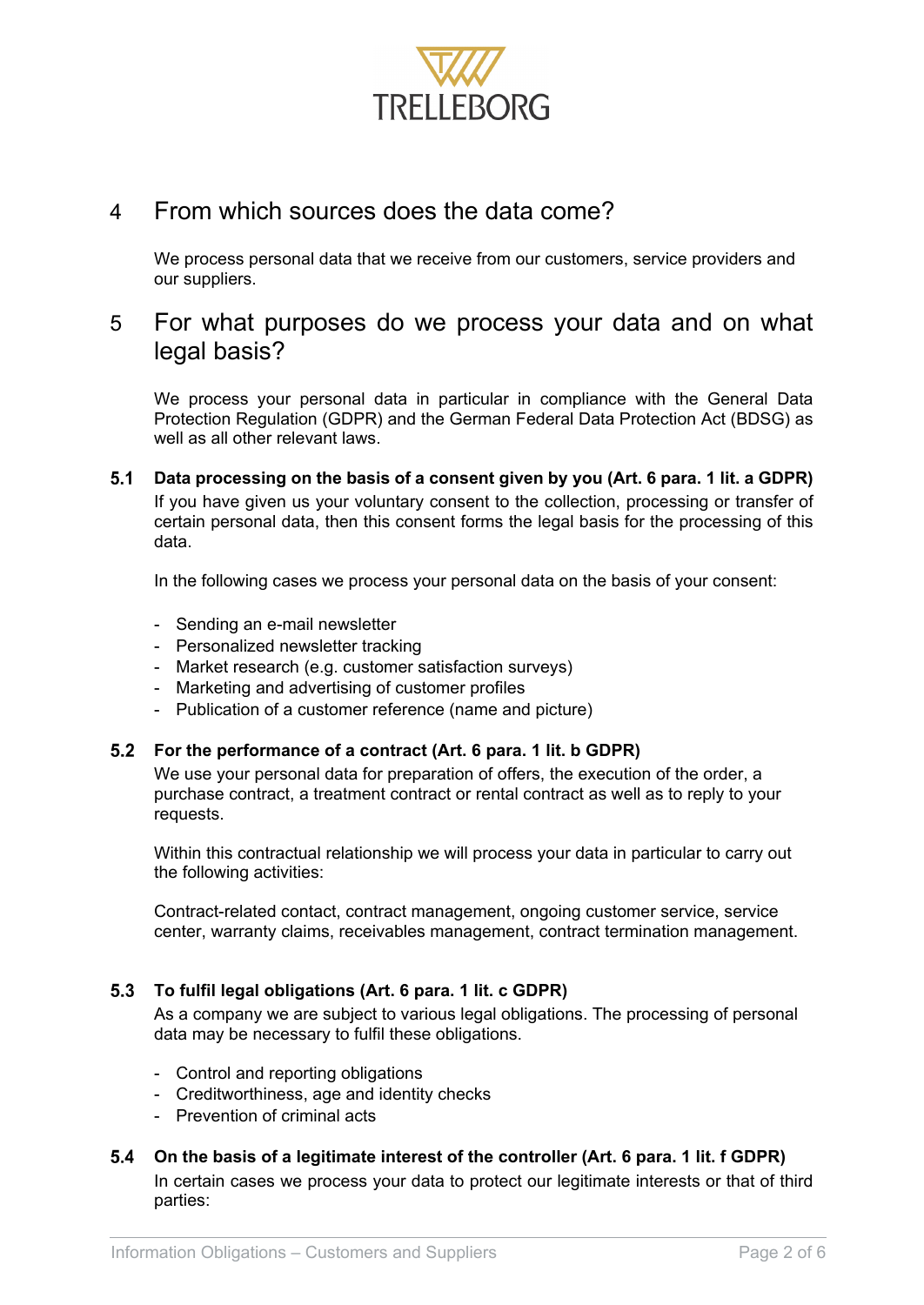## 4 From which sources does the data come?

We process personal data that we receive from our customers, service providers and our suppliers.

## 5 For what purposes do we process your data and on what legal basis?

We process your personal data in particular in compliance with the General Data Protection Regulation (GDPR) and the German Federal Data Protection Act (BDSG) as well as all other relevant laws.

### 5.1 Data processing on the basis of a consent given by you (Art. 6 para. 1 lit. a GDPR)

If you have given us your voluntary consent to the collection, processing or transfer of certain personal data, then this consent forms the legal basis for the processing of this data.

In the following cases we process your personal data on the basis of your consent:

- Sending an e-mail newsletter
- Personalized newsletter tracking
- Market research (e.g. customer satisfaction surveys)
- Marketing and advertising of customer profiles
- Publication of a customer reference (name and picture)

### 5.2 For the performance of a contract (Art. 6 para. 1 lit. b GDPR)

We use your personal data for preparation of offers, the execution of the order, a purchase contract, a treatment contract or rental contract as well as to reply to your requests.

Within this contractual relationship we will process your data in particular to carry out the following activities:

Contract-related contact, contract management, ongoing customer service, service center, warranty claims, receivables management, contract termination management.

### 5.3 To fulfil legal obligations (Art. 6 para. 1 lit. c GDPR)

As a company we are subject to various legal obligations. The processing of personal data may be necessary to fulfil these obligations.

- Control and reporting obligations
- Creditworthiness, age and identity checks
- Prevention of criminal acts

### 5.4 On the basis of a legitimate interest of the controller (Art. 6 para. 1 lit. f GDPR)

In certain cases we process your data to protect our legitimate interests or that of third parties: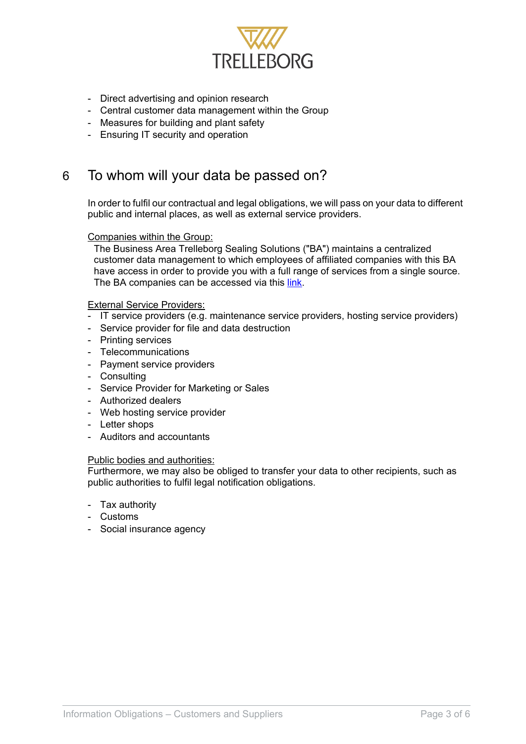- Direct advertising and opinion research
- Central customer data management within the Group
- Measures for building and plant safety
- Ensuring IT security and operation

## 6 To whom will your data be passed on?

In order to fulfil our contractual and legal obligations, we will pass on your data to different public and internal places, as well as external service providers.

Companies within the Group:

The Business Area Trelleborg Sealing Solutions ("BA") maintains a centralized customer data management to which employees of affiliated companies with this BA have access in order to provide you with a full range of services from a single source. The BA companies can be accessed via this link.

External Service Providers:

- IT service providers (e.g. maintenance service providers, hosting service providers)
- Service provider for file and data destruction
- Printing services
- Telecommunications
- Payment service providers
- Consulting
- Service Provider for Marketing or Sales
- Authorized dealers
- Web hosting service provider
- Letter shops
- Auditors and accountants

Public bodies and authorities:

Furthermore, we may also be obliged to transfer your data to other recipients, such as public authorities to fulfil legal notification obligations.

- Tax authority
- Customs
- Social insurance agency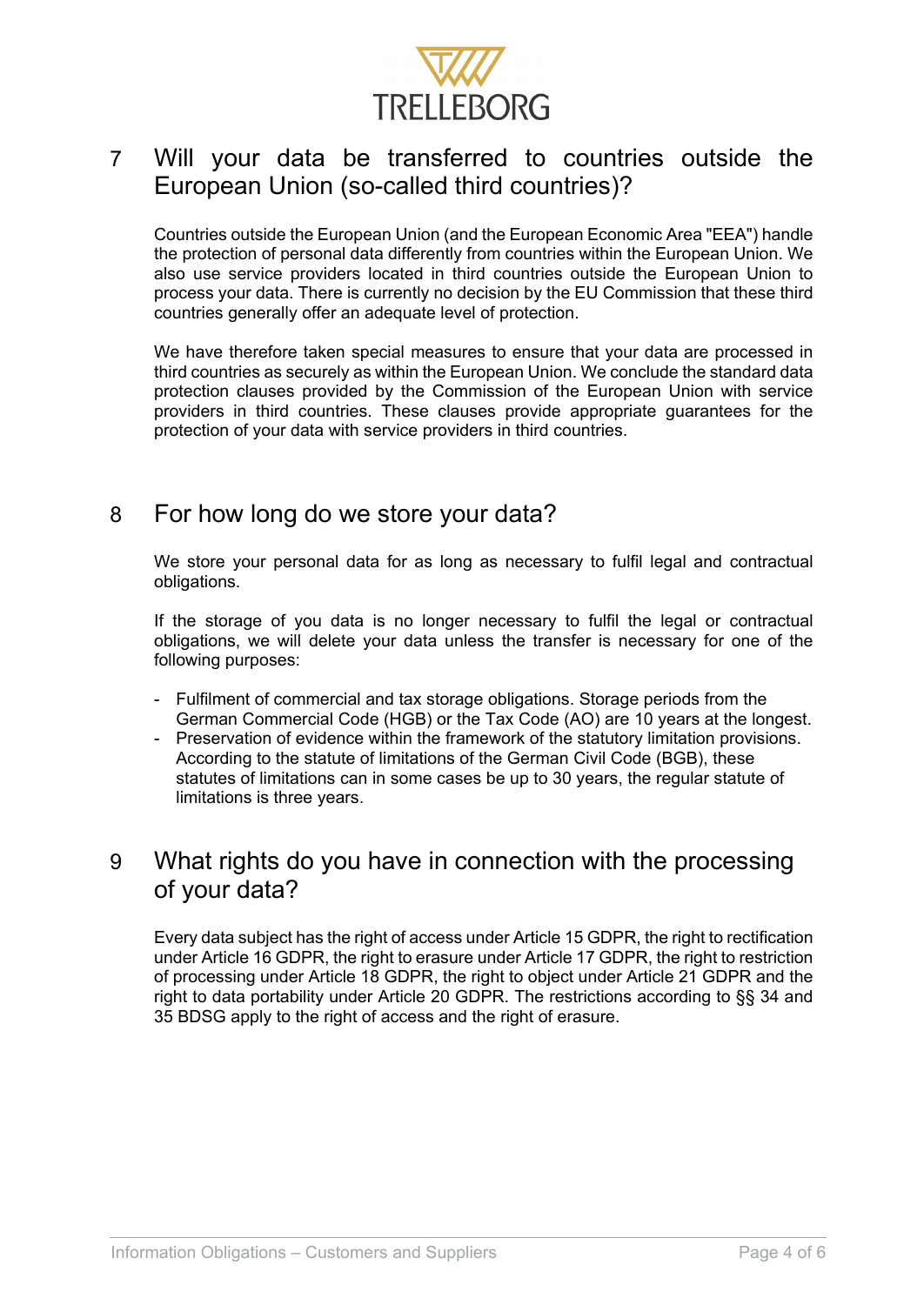## 7 Will your data be transferred to countries outside the European Union (so-called third countries)?

Countries outside the European Union (and the European Economic Area "EEA") handle the protection of personal data differently from countries within the European Union. We also use service providers located in third countries outside the European Union to process your data. There is currently no decision by the EU Commission that these third countries generally offer an adequate level of protection.

We have therefore taken special measures to ensure that your data are processed in third countries as securely as within the European Union. We conclude the standard data protection clauses provided by the Commission of the European Union with service providers in third countries. These clauses provide appropriate guarantees for the protection of your data with service providers in third countries.

## 8 For how long do we store your data?

We store your personal data for as long as necessary to fulfil legal and contractual obligations.

If the storage of you data is no longer necessary to fulfil the legal or contractual obligations, we will delete your data unless the transfer is necessary for one of the following purposes:

- Fulfilment of commercial and tax storage obligations. Storage periods from the German Commercial Code (HGB) or the Tax Code (AO) are 10 years at the longest.
- Preservation of evidence within the framework of the statutory limitation provisions. According to the statute of limitations of the German Civil Code (BGB), these statutes of limitations can in some cases be up to 30 years, the regular statute of limitations is three years.

## 9 What rights do you have in connection with the processing of your data?

Every data subject has the right of access under Article 15 GDPR, the right to rectification under Article 16 GDPR, the right to erasure under Article 17 GDPR, the right to restriction of processing under Article 18 GDPR, the right to object under Article 21 GDPR and the right to data portability under Article 20 GDPR. The restrictions according to §§ 34 and 35 BDSG apply to the right of access and the right of erasure.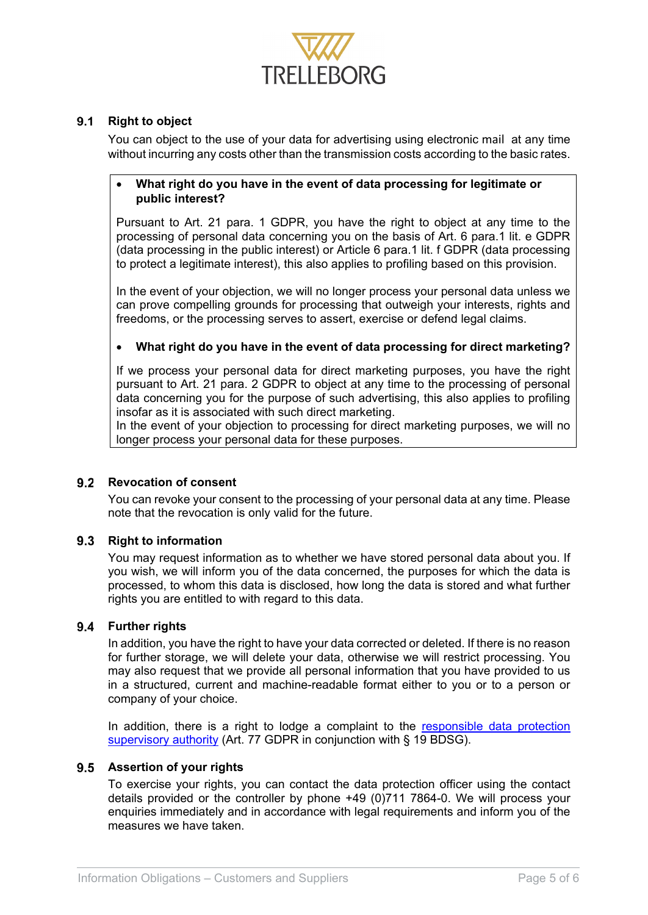### 9.1 Right to object

You can object to the use of your data for advertising using electronic mail at any time without incurring any costs other than the transmission costs according to the basic rates.

- **What right do you have in the event of data processing for legitimate or public interest?**

Pursuant to Art. 21 para. 1 GDPR, you have the right to object at any time to the processing of personal data concerning you on the basis of Art. 6 para.1 lit. e GDPR (data processing in the public interest) or Article 6 para.1 lit. f GDPR (data processing to protect a legitimate interest), this also applies to profiling based on this provision.

In the event of your objection, we will no longer process your personal data unless we can prove compelling grounds for processing that outweigh your interests, rights and freedoms, or the processing serves to assert, exercise or defend legal claims.

- **What right do you have in the event of data processing for direct marketing?**

If we process your personal data for direct marketing purposes, you have the right pursuant to Art. 21 para. 2 GDPR to object at any time to the processing of personal data concerning you for the purpose of such advertising, this also applies to profiling insofar as it is associated with such direct marketing.
In the event of your objection to processing for direct marketing purposes, we will no longer process your personal data for these purposes.

### 9.2 Revocation of consent

You can revoke your consent to the processing of your personal data at any time. Please note that the revocation is only valid for the future.

### 9.3 Right to information

You may request information as to whether we have stored personal data about you. If you wish, we will inform you of the data concerned, the purposes for which the data is processed, to whom this data is disclosed, how long the data is stored and what further rights you are entitled to with regard to this data.

### 9.4 Further rights

In addition, you have the right to have your data corrected or deleted. If there is no reason for further storage, we will delete your data, otherwise we will restrict processing. You may also request that we provide all personal information that you have provided to us in a structured, current and machine-readable format either to you or to a person or company of your choice.

In addition, there is a right to lodge a complaint to the responsible data protection supervisory authority (Art. 77 GDPR in conjunction with § 19 BDSG).

### 9.5 Assertion of your rights

To exercise your rights, you can contact the data protection officer using the contact details provided or the controller by phone +49 (0)711 7864-0. We will process your enquiries immediately and in accordance with legal requirements and inform you of the measures we have taken.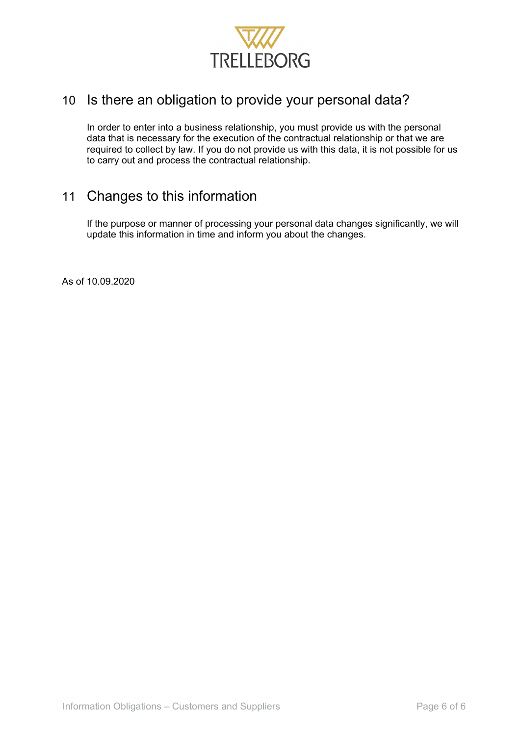## 10 Is there an obligation to provide your personal data?

In order to enter into a business relationship, you must provide us with the personal data that is necessary for the execution of the contractual relationship or that we are required to collect by law. If you do not provide us with this data, it is not possible for us to carry out and process the contractual relationship.

## 11 Changes to this information

If the purpose or manner of processing your personal data changes significantly, we will update this information in time and inform you about the changes.

As of 10.09.2020